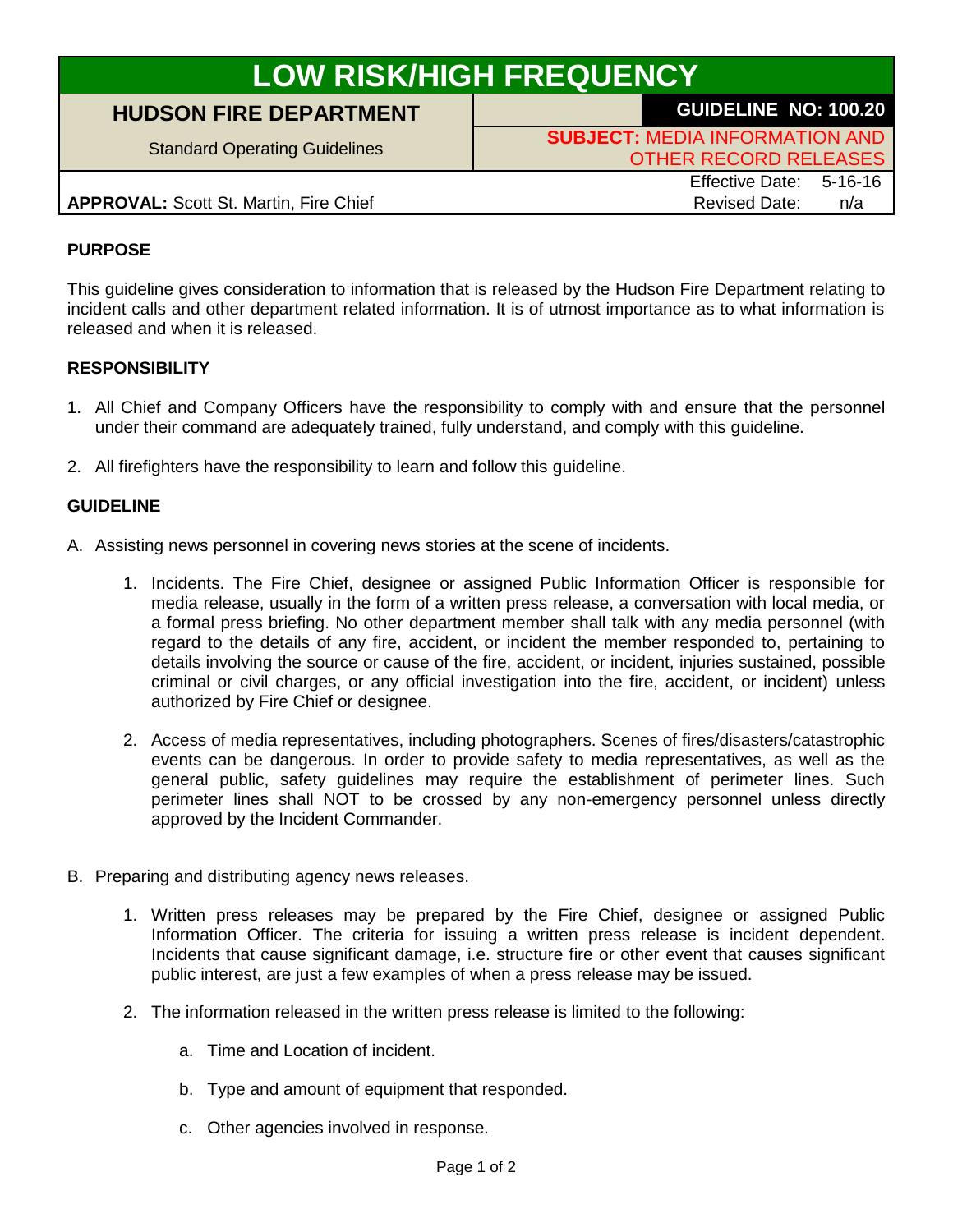# LOW RISK/HIGH FREQUENCY

| HUDSON FIRE DEPARTMENT | GUIDELINE NO: 100.20 |
| --- | --- |
| Standard Operating Guidelines | **SUBJECT:** MEDIA INFORMATION AND OTHER RECORD RELEASES |
| **APPROVAL:** Scott St. Martin, Fire Chief | Effective Date: 5-16-16<br>Revised Date: n/a |

**PURPOSE**

This guideline gives consideration to information that is released by the Hudson Fire Department relating to incident calls and other department related information. It is of utmost importance as to what information is released and when it is released.

**RESPONSIBILITY**

1. All Chief and Company Officers have the responsibility to comply with and ensure that the personnel under their command are adequately trained, fully understand, and comply with this guideline.

2. All firefighters have the responsibility to learn and follow this guideline.

**GUIDELINE**

A. Assisting news personnel in covering news stories at the scene of incidents.

   1. Incidents. The Fire Chief, designee or assigned Public Information Officer is responsible for media release, usually in the form of a written press release, a conversation with local media, or a formal press briefing. No other department member shall talk with any media personnel (with regard to the details of any fire, accident, or incident the member responded to, pertaining to details involving the source or cause of the fire, accident, or incident, injuries sustained, possible criminal or civil charges, or any official investigation into the fire, accident, or incident) unless authorized by Fire Chief or designee.

   2. Access of media representatives, including photographers. Scenes of fires/disasters/catastrophic events can be dangerous. In order to provide safety to media representatives, as well as the general public, safety guidelines may require the establishment of perimeter lines. Such perimeter lines shall NOT to be crossed by any non-emergency personnel unless directly approved by the Incident Commander.

B. Preparing and distributing agency news releases.

   1. Written press releases may be prepared by the Fire Chief, designee or assigned Public Information Officer. The criteria for issuing a written press release is incident dependent. Incidents that cause significant damage, i.e. structure fire or other event that causes significant public interest, are just a few examples of when a press release may be issued.

   2. The information released in the written press release is limited to the following:

      a. Time and Location of incident.

      b. Type and amount of equipment that responded.

      c. Other agencies involved in response.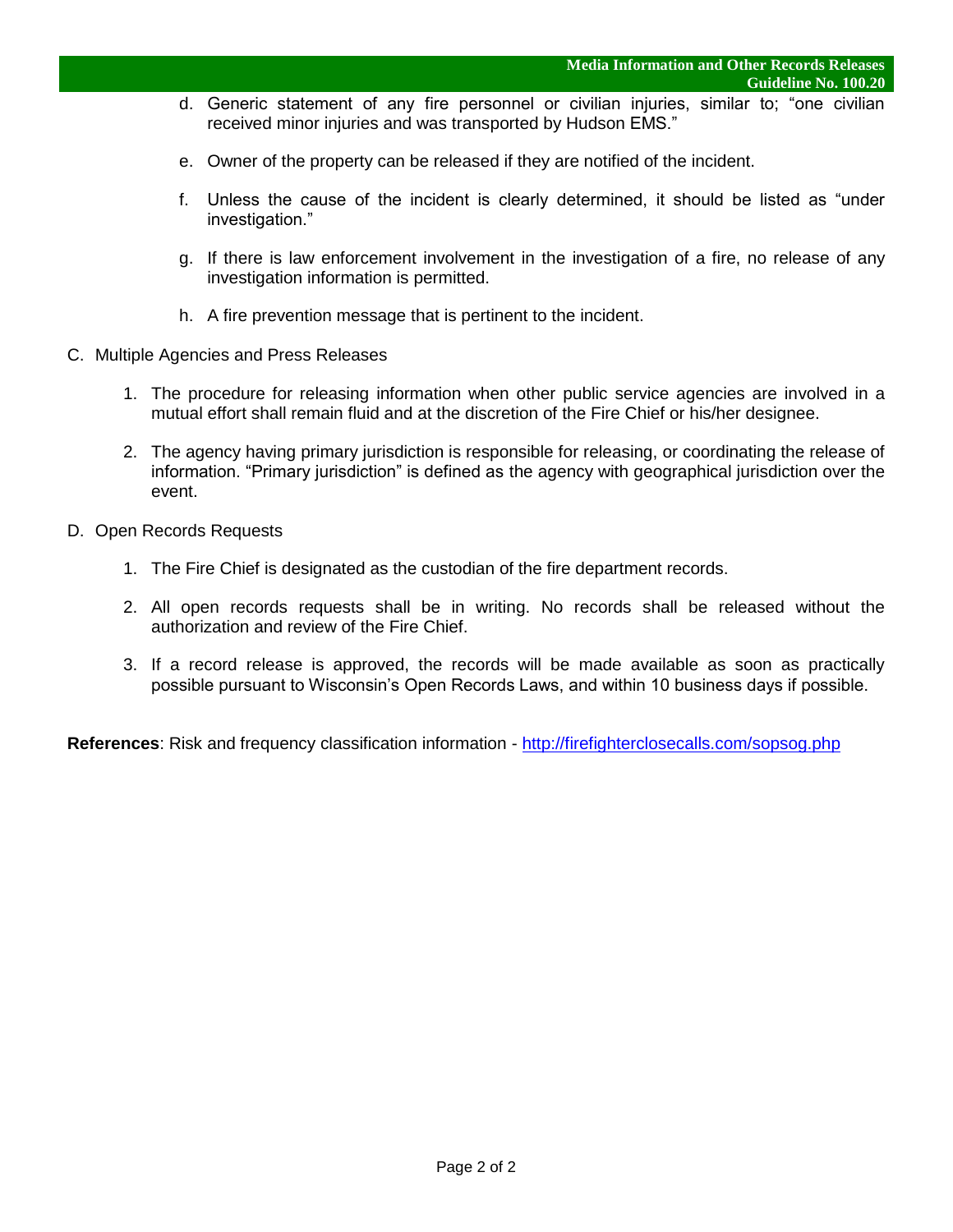d. Generic statement of any fire personnel or civilian injuries, similar to; "one civilian received minor injuries and was transported by Hudson EMS."

e. Owner of the property can be released if they are notified of the incident.

f. Unless the cause of the incident is clearly determined, it should be listed as "under investigation."

g. If there is law enforcement involvement in the investigation of a fire, no release of any investigation information is permitted.

h. A fire prevention message that is pertinent to the incident.

C. Multiple Agencies and Press Releases

1. The procedure for releasing information when other public service agencies are involved in a mutual effort shall remain fluid and at the discretion of the Fire Chief or his/her designee.

2. The agency having primary jurisdiction is responsible for releasing, or coordinating the release of information. "Primary jurisdiction" is defined as the agency with geographical jurisdiction over the event.

D. Open Records Requests

1. The Fire Chief is designated as the custodian of the fire department records.

2. All open records requests shall be in writing. No records shall be released without the authorization and review of the Fire Chief.

3. If a record release is approved, the records will be made available as soon as practically possible pursuant to Wisconsin's Open Records Laws, and within 10 business days if possible.

**References**: Risk and frequency classification information - http://firefighterclosecalls.com/sopsog.php